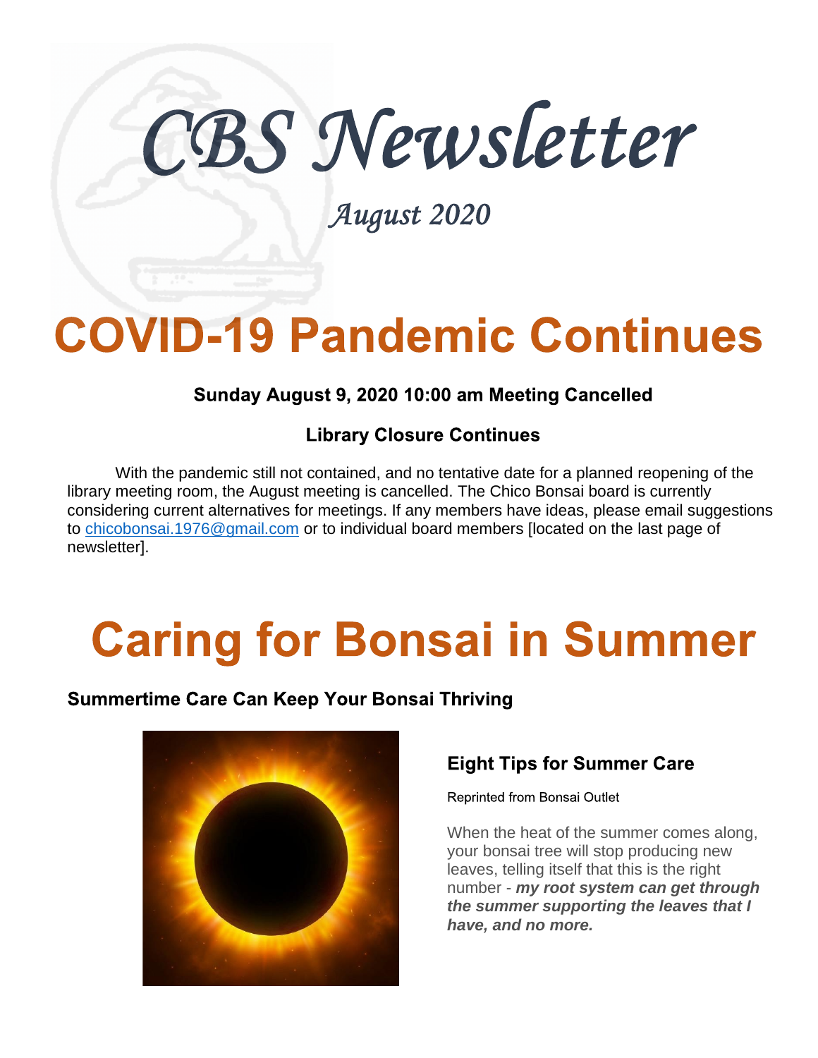# CBS Newsletter

*August 2020*

# COVID-19 Pandemic Continues

**Sunday August 9, 2020 10:00 am Meeting Cancelled**

**Library Closure Continues**

With the pandemic still not contained, and no tentative date for a planned reopening of the library meeting room, the August meeting is cancelled. The Chico Bonsai board is currently considering current alternatives for meetings. If any members have ideas, please email suggestions to chicobonsai.1976@gmail.com or to individual board members [located on the last page of newsletter].

# Caring for Bonsai in Summer

### Summertime Care Can Keep Your Bonsai Thriving

### Eight Tips for Summer Care

Reprinted from Bonsai Outlet

When the heat of the summer comes along, your bonsai tree will stop producing new leaves, telling itself that this is the right number - ***my root system can get through the summer supporting the leaves that I have, and no more.***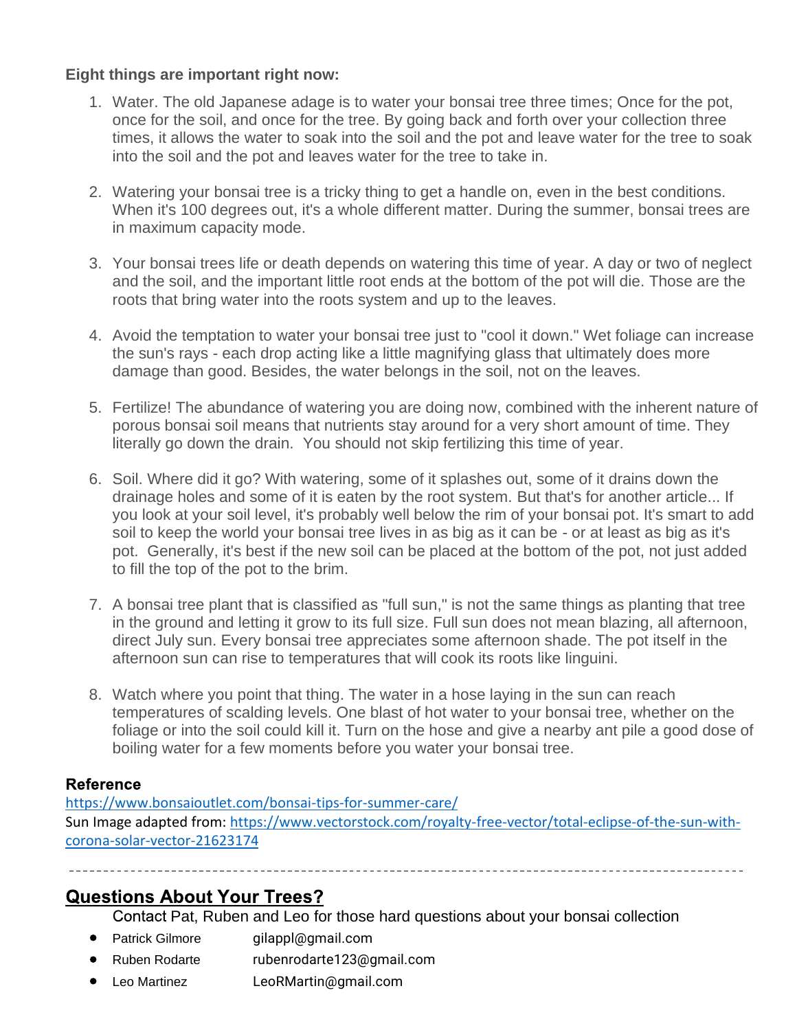**Eight things are important right now:**

1. Water. The old Japanese adage is to water your bonsai tree three times; Once for the pot, once for the soil, and once for the tree. By going back and forth over your collection three times, it allows the water to soak into the soil and the pot and leave water for the tree to soak into the soil and the pot and leaves water for the tree to take in.

2. Watering your bonsai tree is a tricky thing to get a handle on, even in the best conditions. When it's 100 degrees out, it's a whole different matter. During the summer, bonsai trees are in maximum capacity mode.

3. Your bonsai trees life or death depends on watering this time of year. A day or two of neglect and the soil, and the important little root ends at the bottom of the pot will die. Those are the roots that bring water into the roots system and up to the leaves.

4. Avoid the temptation to water your bonsai tree just to "cool it down." Wet foliage can increase the sun's rays - each drop acting like a little magnifying glass that ultimately does more damage than good. Besides, the water belongs in the soil, not on the leaves.

5. Fertilize! The abundance of watering you are doing now, combined with the inherent nature of porous bonsai soil means that nutrients stay around for a very short amount of time. They literally go down the drain. You should not skip fertilizing this time of year.

6. Soil. Where did it go? With watering, some of it splashes out, some of it drains down the drainage holes and some of it is eaten by the root system. But that's for another article... If you look at your soil level, it's probably well below the rim of your bonsai pot. It's smart to add soil to keep the world your bonsai tree lives in as big as it can be - or at least as big as it's pot. Generally, it's best if the new soil can be placed at the bottom of the pot, not just added to fill the top of the pot to the brim.

7. A bonsai tree plant that is classified as "full sun," is not the same things as planting that tree in the ground and letting it grow to its full size. Full sun does not mean blazing, all afternoon, direct July sun. Every bonsai tree appreciates some afternoon shade. The pot itself in the afternoon sun can rise to temperatures that will cook its roots like linguini.

8. Watch where you point that thing. The water in a hose laying in the sun can reach temperatures of scalding levels. One blast of hot water to your bonsai tree, whether on the foliage or into the soil could kill it. Turn on the hose and give a nearby ant pile a good dose of boiling water for a few moments before you water your bonsai tree.

**Reference**

https://www.bonsaioutlet.com/bonsai-tips-for-summer-care/

Sun Image adapted from: https://www.vectorstock.com/royalty-free-vector/total-eclipse-of-the-sun-with-corona-solar-vector-21623174

---

## Questions About Your Trees?

Contact Pat, Ruben and Leo for those hard questions about your bonsai collection

- Patrick Gilmore gilappl@gmail.com
- Ruben Rodarte rubenrodarte123@gmail.com
- Leo Martinez LeoRMartin@gmail.com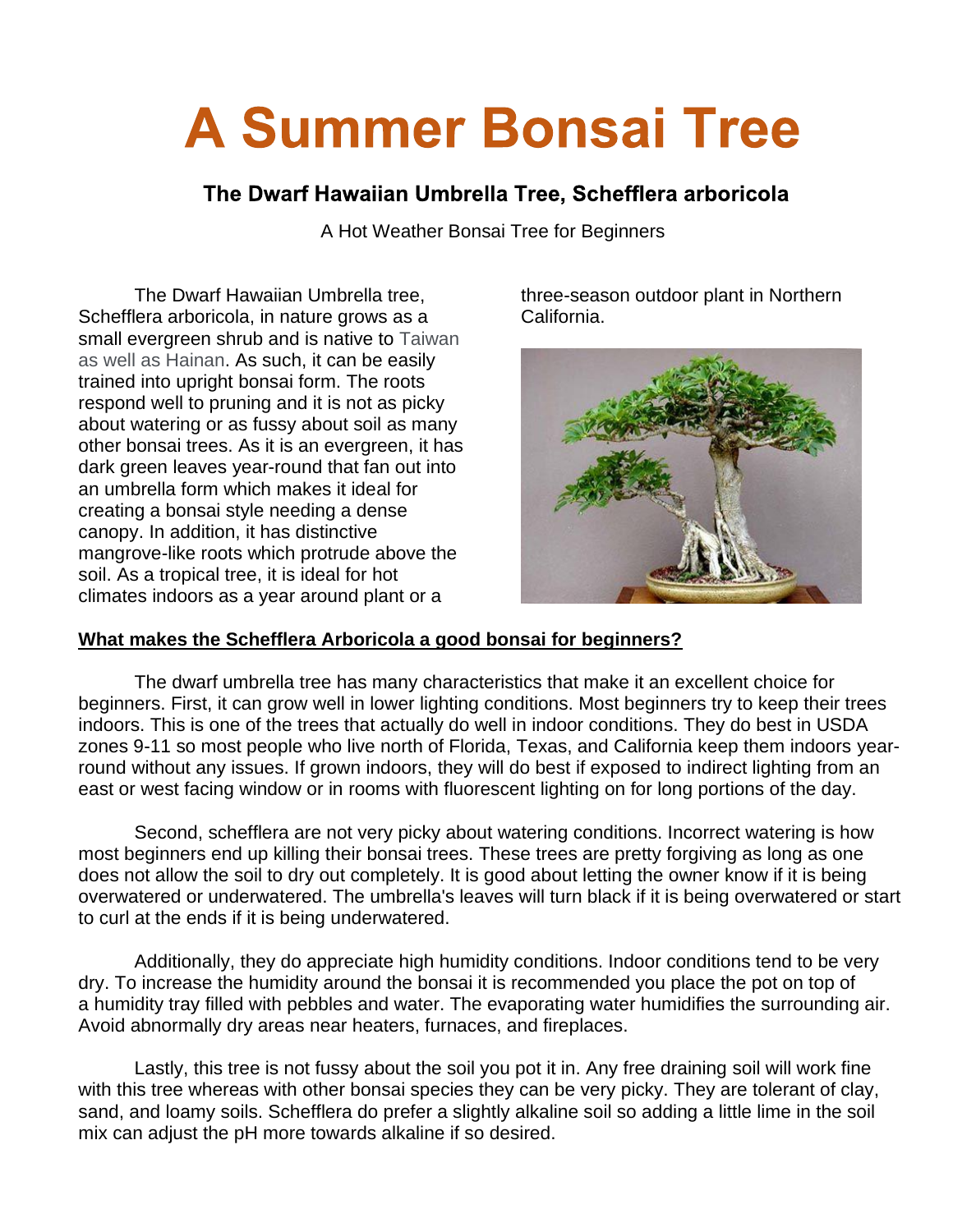# A Summer Bonsai Tree

## The Dwarf Hawaiian Umbrella Tree, Schefflera arboricola

A Hot Weather Bonsai Tree for Beginners

The Dwarf Hawaiian Umbrella tree, Schefflera arboricola, in nature grows as a small evergreen shrub and is native to Taiwan as well as Hainan. As such, it can be easily trained into upright bonsai form. The roots respond well to pruning and it is not as picky about watering or as fussy about soil as many other bonsai trees. As it is an evergreen, it has dark green leaves year-round that fan out into an umbrella form which makes it ideal for creating a bonsai style needing a dense canopy. In addition, it has distinctive mangrove-like roots which protrude above the soil. As a tropical tree, it is ideal for hot climates indoors as a year around plant or a three-season outdoor plant in Northern California.

**<u>What makes the Schefflera Arboricola a good bonsai for beginners?</u>**

The dwarf umbrella tree has many characteristics that make it an excellent choice for beginners. First, it can grow well in lower lighting conditions. Most beginners try to keep their trees indoors. This is one of the trees that actually do well in indoor conditions. They do best in USDA zones 9-11 so most people who live north of Florida, Texas, and California keep them indoors year-round without any issues. If grown indoors, they will do best if exposed to indirect lighting from an east or west facing window or in rooms with fluorescent lighting on for long portions of the day.

Second, schefflera are not very picky about watering conditions. Incorrect watering is how most beginners end up killing their bonsai trees. These trees are pretty forgiving as long as one does not allow the soil to dry out completely. It is good about letting the owner know if it is being overwatered or underwatered. The umbrella's leaves will turn black if it is being overwatered or start to curl at the ends if it is being underwatered.

Additionally, they do appreciate high humidity conditions. Indoor conditions tend to be very dry. To increase the humidity around the bonsai it is recommended you place the pot on top of a humidity tray filled with pebbles and water. The evaporating water humidifies the surrounding air. Avoid abnormally dry areas near heaters, furnaces, and fireplaces.

Lastly, this tree is not fussy about the soil you pot it in. Any free draining soil will work fine with this tree whereas with other bonsai species they can be very picky. They are tolerant of clay, sand, and loamy soils. Schefflera do prefer a slightly alkaline soil so adding a little lime in the soil mix can adjust the pH more towards alkaline if so desired.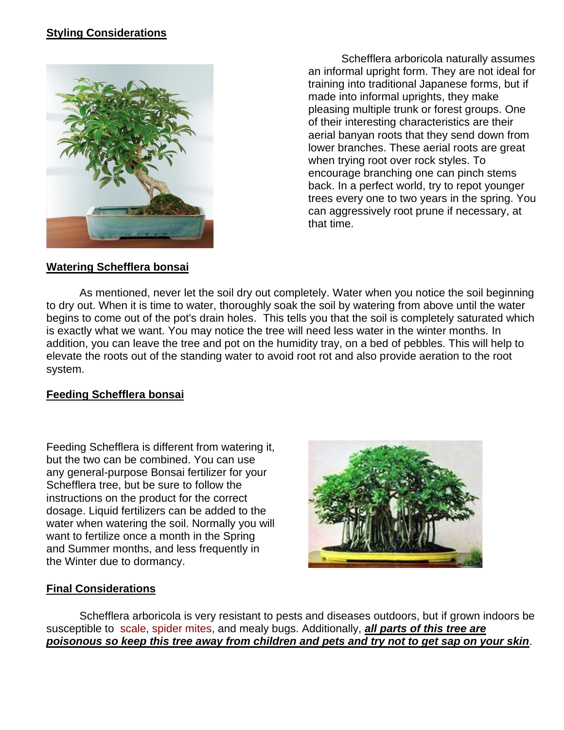## Styling Considerations

Schefflera arboricola naturally assumes an informal upright form. They are not ideal for training into traditional Japanese forms, but if made into informal uprights, they make pleasing multiple trunk or forest groups. One of their interesting characteristics are their aerial banyan roots that they send down from lower branches. These aerial roots are great when trying root over rock styles. To encourage branching one can pinch stems back. In a perfect world, try to repot younger trees every one to two years in the spring. You can aggressively root prune if necessary, at that time.

## Watering Schefflera bonsai

As mentioned, never let the soil dry out completely. Water when you notice the soil beginning to dry out. When it is time to water, thoroughly soak the soil by watering from above until the water begins to come out of the pot's drain holes. This tells you that the soil is completely saturated which is exactly what we want. You may notice the tree will need less water in the winter months. In addition, you can leave the tree and pot on the humidity tray, on a bed of pebbles. This will help to elevate the roots out of the standing water to avoid root rot and also provide aeration to the root system.

## Feeding Schefflera bonsai

Feeding Schefflera is different from watering it, but the two can be combined. You can use any general-purpose Bonsai fertilizer for your Schefflera tree, but be sure to follow the instructions on the product for the correct dosage. Liquid fertilizers can be added to the water when watering the soil. Normally you will want to fertilize once a month in the Spring and Summer months, and less frequently in the Winter due to dormancy.

## Final Considerations

Schefflera arboricola is very resistant to pests and diseases outdoors, but if grown indoors be susceptible to scale, spider mites, and mealy bugs. Additionally, ***all parts of this tree are poisonous so keep this tree away from children and pets and try not to get sap on your skin***.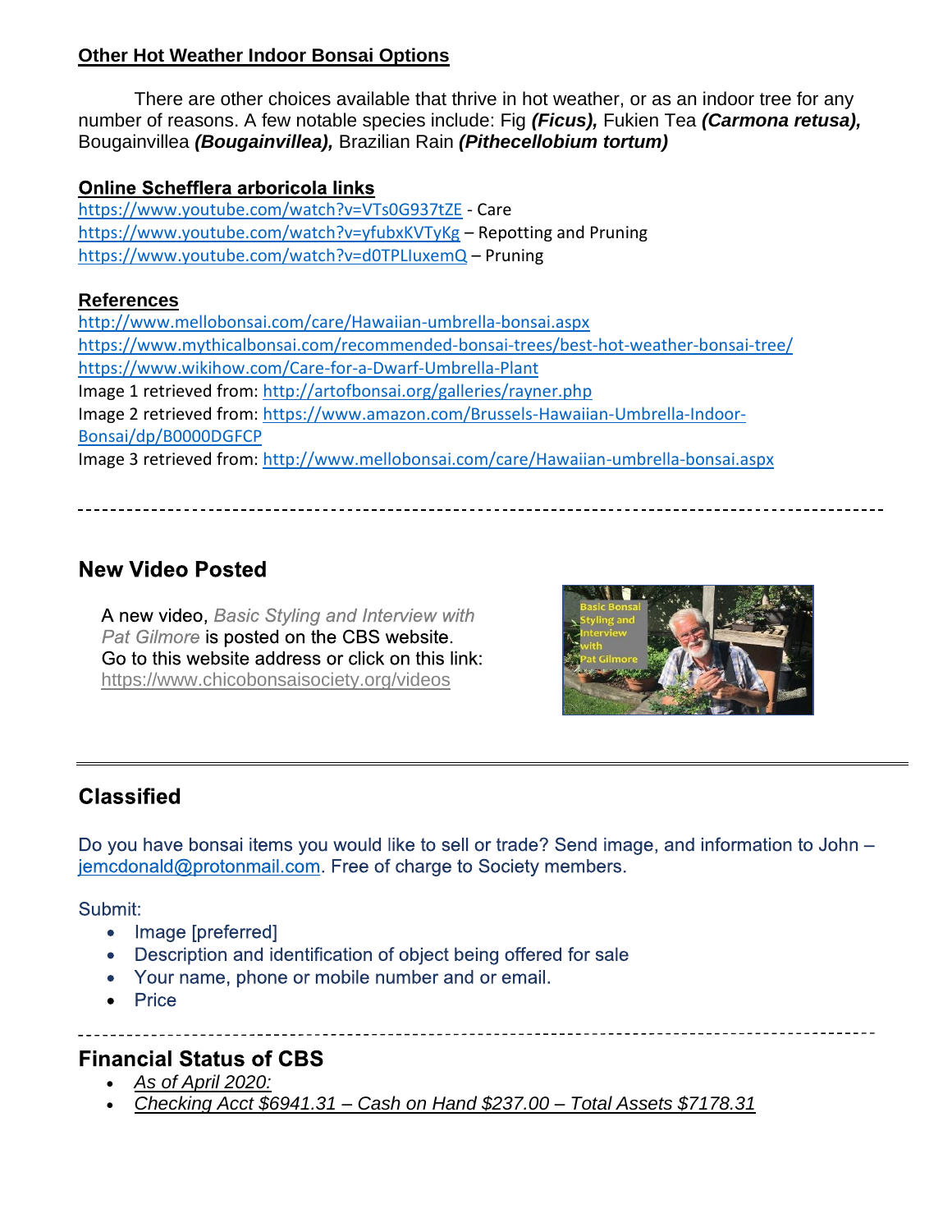## Other Hot Weather Indoor Bonsai Options

There are other choices available that thrive in hot weather, or as an indoor tree for any number of reasons. A few notable species include: Fig ***(Ficus),*** Fukien Tea ***(Carmona retusa),*** Bougainvillea ***(Bougainvillea),*** Brazilian Rain ***(Pithecellobium tortum)***

## Online Schefflera arboricola links

https://www.youtube.com/watch?v=VTs0G937tZE - Care
https://www.youtube.com/watch?v=yfubxKVTyKg – Repotting and Pruning
https://www.youtube.com/watch?v=d0TPLIuxemQ – Pruning

## References

http://www.mellobonsai.com/care/Hawaiian-umbrella-bonsai.aspx
https://www.mythicalbonsai.com/recommended-bonsai-trees/best-hot-weather-bonsai-tree/
https://www.wikihow.com/Care-for-a-Dwarf-Umbrella-Plant
Image 1 retrieved from: http://artofbonsai.org/galleries/rayner.php
Image 2 retrieved from: https://www.amazon.com/Brussels-Hawaiian-Umbrella-Indoor-Bonsai/dp/B0000DGFCP
Image 3 retrieved from: http://www.mellobonsai.com/care/Hawaiian-umbrella-bonsai.aspx

---

## New Video Posted

A new video, *Basic Styling and Interview with Pat Gilmore* is posted on the CBS website. Go to this website address or click on this link: https://www.chicobonsaisociety.org/videos

---

## Classified

Do you have bonsai items you would like to sell or trade? Send image, and information to John – jemcdonald@protonmail.com. Free of charge to Society members.

Submit:

- Image [preferred]
- Description and identification of object being offered for sale
- Your name, phone or mobile number and or email.
- Price

---

## Financial Status of CBS

- *As of April 2020:*
- *Checking Acct $6941.31 – Cash on Hand $237.00 – Total Assets $7178.31*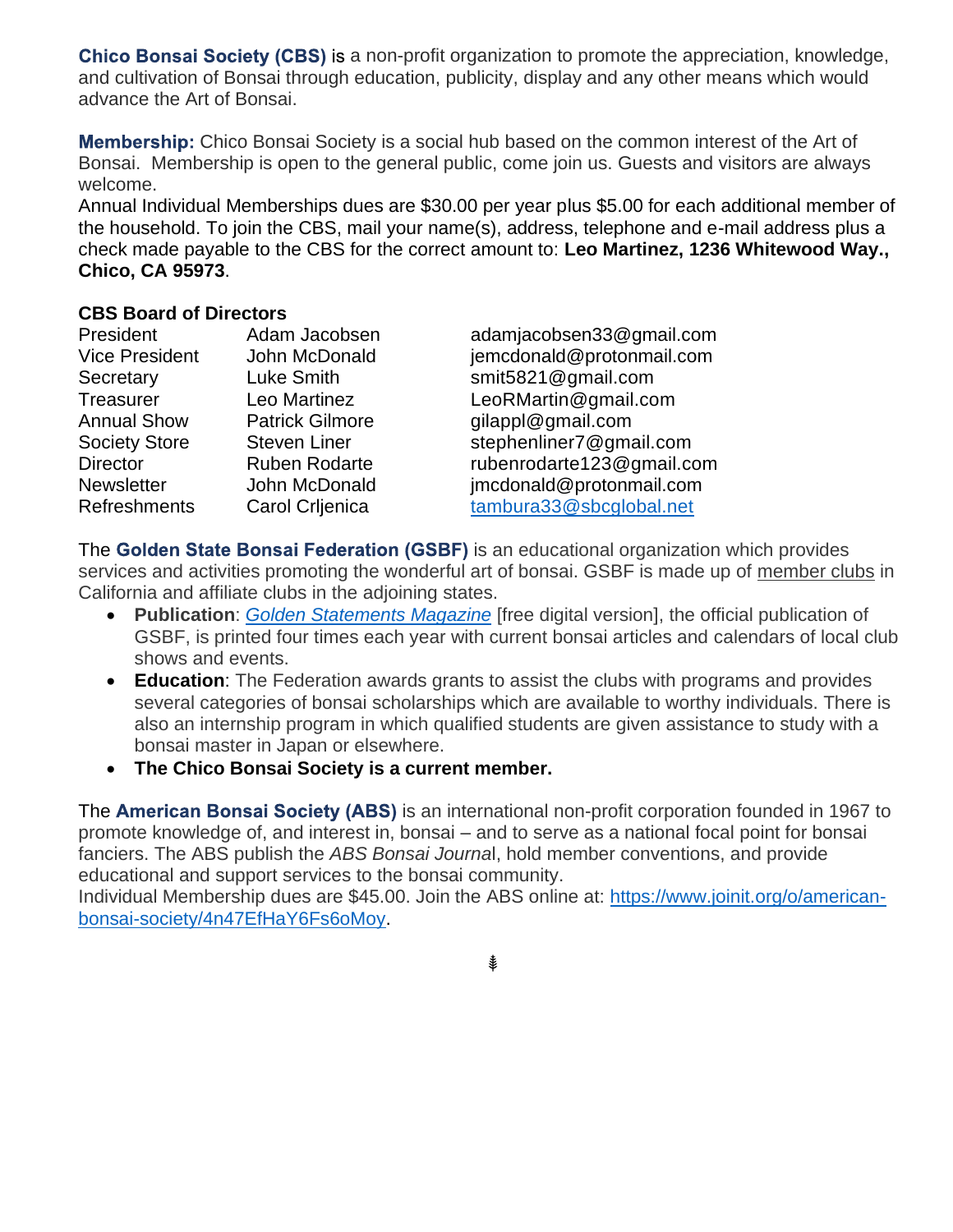**Chico Bonsai Society (CBS)** is a non-profit organization to promote the appreciation, knowledge, and cultivation of Bonsai through education, publicity, display and any other means which would advance the Art of Bonsai.

**Membership:** Chico Bonsai Society is a social hub based on the common interest of the Art of Bonsai. Membership is open to the general public, come join us. Guests and visitors are always welcome.

Annual Individual Memberships dues are $30.00 per year plus $5.00 for each additional member of the household. To join the CBS, mail your name(s), address, telephone and e-mail address plus a check made payable to the CBS for the correct amount to: **Leo Martinez, 1236 Whitewood Way., Chico, CA 95973**.

**CBS Board of Directors**

| | | |
|---|---|---|
| President | Adam Jacobsen | adamjacobsen33@gmail.com |
| Vice President | John McDonald | jemcdonald@protonmail.com |
| Secretary | Luke Smith | smit5821@gmail.com |
| Treasurer | Leo Martinez | LeoRMartin@gmail.com |
| Annual Show | Patrick Gilmore | gilappl@gmail.com |
| Society Store | Steven Liner | stephenliner7@gmail.com |
| Director | Ruben Rodarte | rubenrodarte123@gmail.com |
| Newsletter | John McDonald | jmcdonald@protonmail.com |
| Refreshments | Carol Crljenica | tambura33@sbcglobal.net |

The **Golden State Bonsai Federation (GSBF)** is an educational organization which provides services and activities promoting the wonderful art of bonsai. GSBF is made up of member clubs in California and affiliate clubs in the adjoining states.

- **Publication**: *Golden Statements Magazine* [free digital version], the official publication of GSBF, is printed four times each year with current bonsai articles and calendars of local club shows and events.
- **Education**: The Federation awards grants to assist the clubs with programs and provides several categories of bonsai scholarships which are available to worthy individuals. There is also an internship program in which qualified students are given assistance to study with a bonsai master in Japan or elsewhere.
- **The Chico Bonsai Society is a current member.**

The **American Bonsai Society (ABS)** is an international non-profit corporation founded in 1967 to promote knowledge of, and interest in, bonsai – and to serve as a national focal point for bonsai fanciers. The ABS publish the *ABS Bonsai Journal*, hold member conventions, and provide educational and support services to the bonsai community.

Individual Membership dues are $45.00. Join the ABS online at: https://www.joinit.org/o/american-bonsai-society/4n47EfHaY6Fs6oMoy.